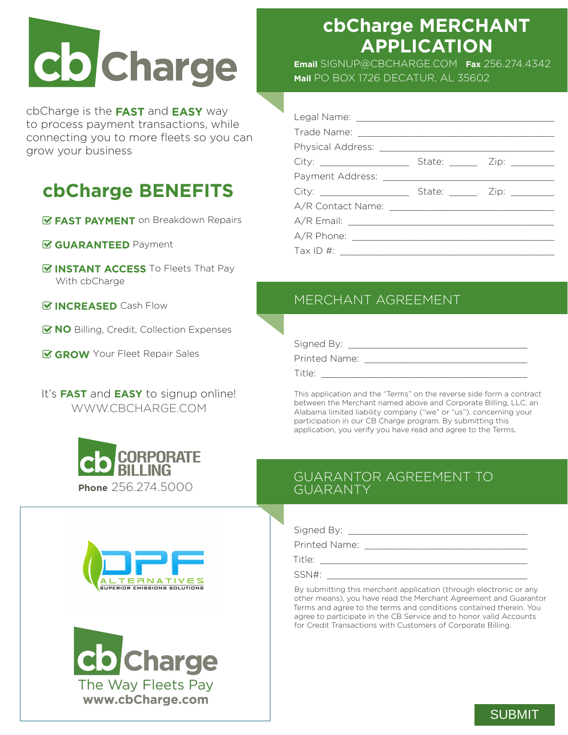# cbCharge

cbCharge is the **FAST** and **EASY** way to process payment transactions, while connecting you to more fleets so you can grow your business

## cbCharge BENEFITS

- **FAST PAYMENT** on Breakdown Repairs
- **GUARANTEED** Payment
- **INSTANT ACCESS** To Fleets That Pay With cbCharge
- **INCREASED** Cash Flow
- **NO** Billing, Credit, Collection Expenses
- **GROW** Your Fleet Repair Sales

It's **FAST** and **EASY** to signup online!
WWW.CBCHARGE.COM

cb CORPORATE BILLING
**Phone** 256.274.5000

DPF ALTERNATIVES
SUPERIOR EMISSIONS SOLUTIONS

cbCharge
The Way Fleets Pay
**www.cbCharge.com**

# cbCharge MERCHANT APPLICATION

**Email** SIGNUP@CBCHARGE.COM **Fax** 256.274.4342
**Mail** PO BOX 1726 DECATUR, AL 35602

Legal Name: ______________________________

Trade Name: ______________________________

Physical Address: ______________________________

City: ______________ State: ______ Zip: ________

Payment Address: ______________________________

City: ______________ State: ______ Zip: ________

A/R Contact Name: ______________________________

A/R Email: ______________________________

A/R Phone: ______________________________

Tax ID #: ______________________________

## MERCHANT AGREEMENT

Signed By: ______________________________

Printed Name: ______________________________

Title: ______________________________

This application and the "Terms" on the reverse side form a contract between the Merchant named above and Corporate Billing, LLC, an Alabama limited liability company ("we" or "us"), concerning your participation in our CB Charge program. By submitting this application, you verify you have read and agree to the Terms.

## GUARANTOR AGREEMENT TO GUARANTY

Signed By: ______________________________

Printed Name: ______________________________

Title: ______________________________

SSN#: ______________________________

By submitting this merchant application (through electronic or any other means), you have read the Merchant Agreement and Guarantor Terms and agree to the terms and conditions contained therein. You agree to participate in the CB Service and to honor valid Accounts for Credit Transactions with Customers of Corporate Billing.

SUBMIT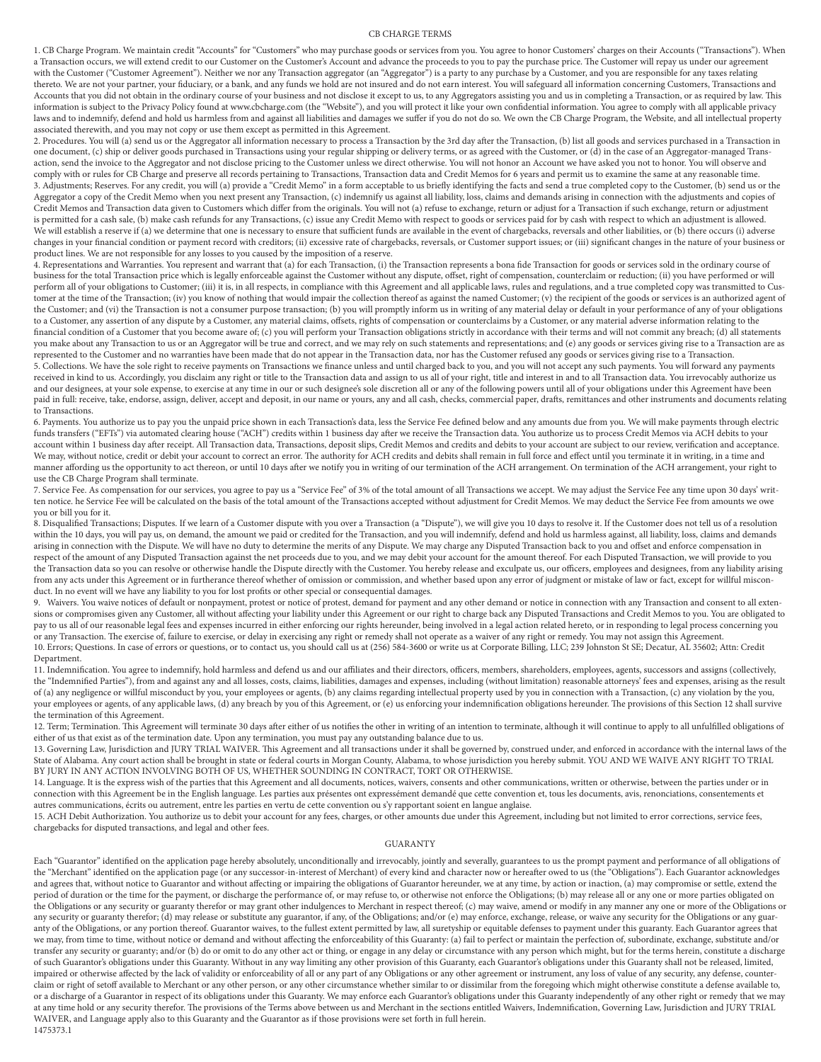# CB CHARGE TERMS

1. CB Charge Program. We maintain credit "Accounts" for "Customers" who may purchase goods or services from you. You agree to honor Customers' charges on their Accounts ("Transactions"). When a Transaction occurs, we will extend credit to our Customer on the Customer's Account and advance the proceeds to you to pay the purchase price. The Customer will repay us under our agreement with the Customer ("Customer Agreement"). Neither we nor any Transaction aggregator (an "Aggregator") is a party to any purchase by a Customer, and you are responsible for any taxes relating thereto. We are not your partner, your fiduciary, or a bank, and any funds we hold are not insured and do not earn interest. You will safeguard all information concerning Customers, Transactions and Accounts that you did not obtain in the ordinary course of your business and not disclose it except to us, to any Aggregators assisting you and us in completing a Transaction, or as required by law. This information is subject to the Privacy Policy found at www.cbcharge.com (the "Website"), and you will protect it like your own confidential information. You agree to comply with all applicable privacy laws and to indemnify, defend and hold us harmless from and against all liabilities and damages we suffer if you do not do so. We own the CB Charge Program, the Website, and all intellectual property associated therewith, and you may not copy or use them except as permitted in this Agreement.

2. Procedures. You will (a) send us or the Aggregator all information necessary to process a Transaction by the 3rd day after the Transaction, (b) list all goods and services purchased in a Transaction in one document, (c) ship or deliver goods purchased in Transactions using your regular shipping or delivery terms, or as agreed with the Customer, or (d) in the case of an Aggregator-managed Transaction, send the invoice to the Aggregator and not disclose pricing to the Customer unless we direct otherwise. You will not honor an Account we have asked you not to honor. You will observe and comply with or rules for CB Charge and preserve all records pertaining to Transactions, Transaction data and Credit Memos for 6 years and permit us to examine the same at any reasonable time.

3. Adjustments; Reserves. For any credit, you will (a) provide a "Credit Memo" in a form acceptable to us briefly identifying the facts and send a true completed copy to the Customer, (b) send us or the Aggregator a copy of the Credit Memo when you next present any Transaction, (c) indemnify us against all liability, loss, claims and demands arising in connection with the adjustments and copies of Credit Memos and Transaction data given to Customers which differ from the originals. You will not (a) refuse to exchange, return or adjust for a Transaction if such exchange, return or adjustment is permitted for a cash sale, (b) make cash refunds for any Transactions, (c) issue any Credit Memo with respect to goods or services paid for by cash with respect to which an adjustment is allowed. We will establish a reserve if (a) we determine that one is necessary to ensure that sufficient funds are available in the event of chargebacks, reversals and other liabilities, or (b) there occurs (i) adverse changes in your financial condition or payment record with creditors; (ii) excessive rate of chargebacks, reversals, or Customer support issues; or (iii) significant changes in the nature of your business or product lines. We are not responsible for any losses to you caused by the imposition of a reserve.

4. Representations and Warranties. You represent and warrant that (a) for each Transaction, (i) the Transaction represents a bona fide Transaction for goods or services sold in the ordinary course of business for the total Transaction price which is legally enforceable against the Customer without any dispute, offset, right of compensation, counterclaim or reduction; (ii) you have performed or will perform all of your obligations to Customer; (iii) it is, in all respects, in compliance with this Agreement and all applicable laws, rules and regulations, and a true completed copy was transmitted to Customer at the time of the Transaction; (iv) you know of nothing that would impair the collection thereof as against the named Customer; (v) the recipient of the goods or services is an authorized agent of the Customer; and (vi) the Transaction is not a consumer purpose transaction; (b) you will promptly inform us in writing of any material delay or default in your performance of any of your obligations to a Customer, any assertion of any dispute by a Customer, any material claims, offsets, rights of compensation or counterclaims by a Customer, or any material adverse information relating to the financial condition of a Customer that you become aware of; (c) you will perform your Transaction obligations strictly in accordance with their terms and will not commit any breach; (d) all statements you make about any Transaction to us or an Aggregator will be true and correct, and we may rely on such statements and representations; and (e) any goods or services giving rise to a Transaction are as represented to the Customer and no warranties have been made that do not appear in the Transaction data, nor has the Customer refused any goods or services giving rise to a Transaction.

5. Collections. We have the sole right to receive payments on Transactions we finance unless and until charged back to you, and you will not accept any such payments. You will forward any payments received in kind to us. Accordingly, you disclaim any right or title to the Transaction data and assign to us all of your right, title and interest in and to all Transaction data. You irrevocably authorize us and our designees, at your sole expense, to exercise at any time in our or such designee's sole discretion all or any of the following powers until all of your obligations under this Agreement have been paid in full: receive, take, endorse, assign, deliver, accept and deposit, in our name or yours, any and all cash, checks, commercial paper, drafts, remittances and other instruments and documents relating to Transactions.

6. Payments. You authorize us to pay you the unpaid price shown in each Transaction's data, less the Service Fee defined below and any amounts due from you. We will make payments through electric funds transfers ("EFTs") via automated clearing house ("ACH") credits within 1 business day after we receive the Transaction data. You authorize us to process Credit Memos via ACH debits to your account within 1 business day after receipt. All Transaction data, Transactions, deposit slips, Credit Memos and credits and debits to your account are subject to our review, verification and acceptance. We may, without notice, credit or debit your account to correct an error. The authority for ACH credits and debits shall remain in full force and effect until you terminate it in writing, in a time and manner affording us the opportunity to act thereon, or until 10 days after we notify you in writing of our termination of the ACH arrangement. On termination of the ACH arrangement, your right to use the CB Charge Program shall terminate.

7. Service Fee. As compensation for our services, you agree to pay us a "Service Fee" of 3% of the total amount of all Transactions we accept. We may adjust the Service Fee any time upon 30 days' written notice. he Service Fee will be calculated on the basis of the total amount of the Transactions accepted without adjustment for Credit Memos. We may deduct the Service Fee from amounts we owe you or bill you for it.

8. Disqualified Transactions; Disputes. If we learn of a Customer dispute with you over a Transaction (a "Dispute"), we will give you 10 days to resolve it. If the Customer does not tell us of a resolution within the 10 days, you will pay us, on demand, the amount we paid or credited for the Transaction, and you will indemnify, defend and hold us harmless against, all liability, loss, claims and demands arising in connection with the Dispute. We will have no duty to determine the merits of any Dispute. We may charge any Disputed Transaction back to you and offset and enforce compensation in respect of the amount of any Disputed Transaction against the net proceeds due to you, and we may debit your account for the amount thereof. For each Disputed Transaction, we will provide to you the Transaction data so you can resolve or otherwise handle the Dispute directly with the Customer. You hereby release and exculpate us, our officers, employees and designees, from any liability arising from any acts under this Agreement or in furtherance thereof whether of omission or commission, and whether based upon any error of judgment or mistake of law or fact, except for willful misconduct. In no event will we have any liability to you for lost profits or other special or consequential damages.

9. Waivers. You waive notices of default or nonpayment, protest or notice of protest, demand for payment and any other demand or notice in connection with any Transaction and consent to all extensions or compromises given any Customer, all without affecting your liability under this Agreement or our right to charge back any Disputed Transactions and Credit Memos to you. You are obligated to pay to us all of our reasonable legal fees and expenses incurred in either enforcing our rights hereunder, being involved in a legal action related hereto, or in responding to legal process concerning you or any Transaction. The exercise of, failure to exercise, or delay in exercising any right or remedy shall not operate as a waiver of any right or remedy. You may not assign this Agreement.

10. Errors; Questions. In case of errors or questions, or to contact us, you should call us at (256) 584-3600 or write us at Corporate Billing, LLC; 239 Johnston St SE; Decatur, AL 35602; Attn: Credit Department.

11. Indemnification. You agree to indemnify, hold harmless and defend us and our affiliates and their directors, officers, members, shareholders, employees, agents, successors and assigns (collectively, the "Indemnified Parties"), from and against any and all losses, costs, claims, liabilities, damages and expenses, including (without limitation) reasonable attorneys' fees and expenses, arising as the result of (a) any negligence or willful misconduct by you, your employees or agents, (b) any claims regarding intellectual property used by you in connection with a Transaction, (c) any violation by the you, your employees or agents, of any applicable laws, (d) any breach by you of this Agreement, or (e) us enforcing your indemnification obligations hereunder. The provisions of this Section 12 shall survive the termination of this Agreement.

12. Term; Termination. This Agreement will terminate 30 days after either of us notifies the other in writing of an intention to terminate, although it will continue to apply to all unfulfilled obligations of either of us that exist as of the termination date. Upon any termination, you must pay any outstanding balance due to us.

13. Governing Law, Jurisdiction and JURY TRIAL WAIVER. This Agreement and all transactions under it shall be governed by, construed under, and enforced in accordance with the internal laws of the State of Alabama. Any court action shall be brought in state or federal courts in Morgan County, Alabama, to whose jurisdiction you hereby submit. YOU AND WE WAIVE ANY RIGHT TO TRIAL BY JURY IN ANY ACTION INVOLVING BOTH OF US, WHETHER SOUNDING IN CONTRACT, TORT OR OTHERWISE.

14. Language. It is the express wish of the parties that this Agreement and all documents, notices, waivers, consents and other communications, written or otherwise, between the parties under or in connection with this Agreement be in the English language. Les parties aux présentes ont expressément demandé que cette convention et, tous les documents, avis, renonciations, consentements et autres communications, écrits ou autrement, entre les parties en vertu de cette convention ou s'y rapportant soient en langue anglaise.

15. ACH Debit Authorization. You authorize us to debit your account for any fees, charges, or other amounts due under this Agreement, including but not limited to error corrections, service fees, chargebacks for disputed transactions, and legal and other fees.

# GUARANTY

Each "Guarantor" identified on the application page hereby absolutely, unconditionally and irrevocably, jointly and severally, guarantees to us the prompt payment and performance of all obligations of the "Merchant" identified on the application page (or any successor-in-interest of Merchant) of every kind and character now or hereafter owed to us (the "Obligations"). Each Guarantor acknowledges and agrees that, without notice to Guarantor and without affecting or impairing the obligations of Guarantor hereunder, we at any time, by action or inaction, (a) may compromise or settle, extend the period of duration or the time for the payment, or discharge the performance of, or may refuse to, or otherwise not enforce the Obligations; (b) may release all or any one or more parties obligated on the Obligations or any security or guaranty therefor or may grant other indulgences to Merchant in respect thereof; (c) may waive, amend or modify in any manner any one or more of the Obligations or any security or guaranty therefor; (d) may release or substitute any guarantor, if any, of the Obligations; and/or (e) may enforce, exchange, release, or waive any security for the Obligations or any guaranty of the Obligations, or any portion thereof. Guarantor waives, to the fullest extent permitted by law, all suretyship or equitable defenses to payment under this guaranty. Each Guarantor agrees that we may, from time to time, without notice or demand and without affecting the enforceability of this Guaranty: (a) fail to perfect or maintain the perfection of, subordinate, exchange, substitute and/or transfer any security or guaranty; and/or (b) do or omit to do any other act or thing, or engage in any delay or circumstance with any person which might, but for the terms herein, constitute a discharge of such Guarantor's obligations under this Guaranty. Without in any way limiting any other provision of this Guaranty, each Guarantor's obligations under this Guaranty shall not be released, limited, impaired or otherwise affected by the lack of validity or enforceability of all or any part of any Obligations or any other agreement or instrument, any loss of value of any security, any defense, counterclaim or right of setoff available to Merchant or any other person, or any other circumstance whether similar to or dissimilar from the foregoing which might otherwise constitute a defense available to, or a discharge of a Guarantor in respect of its obligations under this Guaranty. We may enforce each Guarantor's obligations under this Guaranty independently of any other right or remedy that we may at any time hold or any security therefor. The provisions of the Terms above between us and Merchant in the sections entitled Waivers, Indemnification, Governing Law, Jurisdiction and JURY TRIAL WAIVER, and Language apply also to this Guaranty and the Guarantor as if those provisions were set forth in full herein.

1475373.1